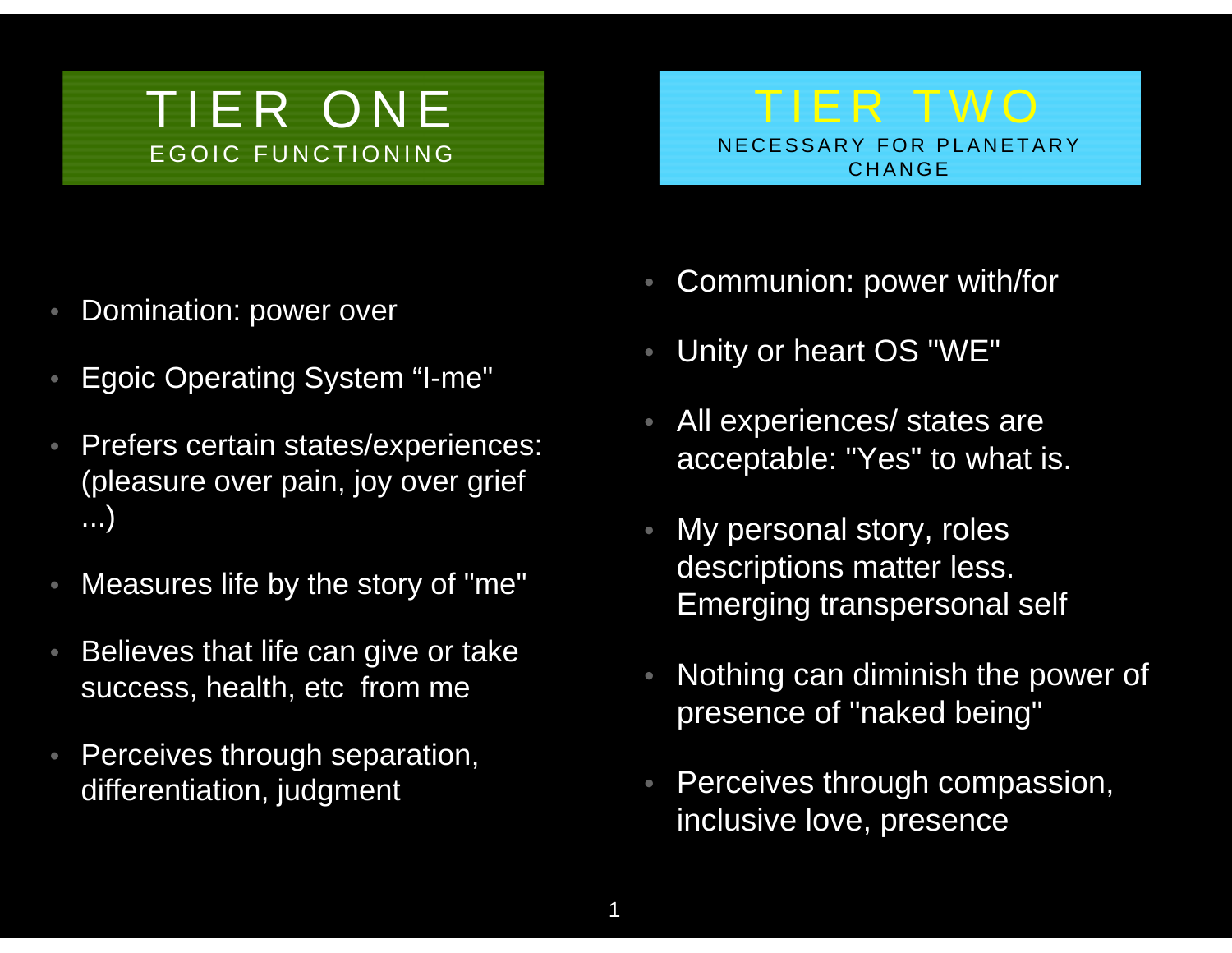## TIER ONE

EGOIC FUNCTIONING

- Domination: power over
- Egoic Operating System “I-me"
- Prefers certain states/experiences: (pleasure over pain, joy over grief ...)
- Measures life by the story of "me"
- Believes that life can give or take success, health, etc from me
- Perceives through separation, differentiation, judgment

## TIER TWO

NECESSARY FOR PLANETARY CHANGE

- Communion: power with/for
- Unity or heart OS "WE"
- All experiences/ states are acceptable: "Yes" to what is.
- My personal story, roles descriptions matter less. Emerging transpersonal self
- Nothing can diminish the power of presence of "naked being"
- Perceives through compassion, inclusive love, presence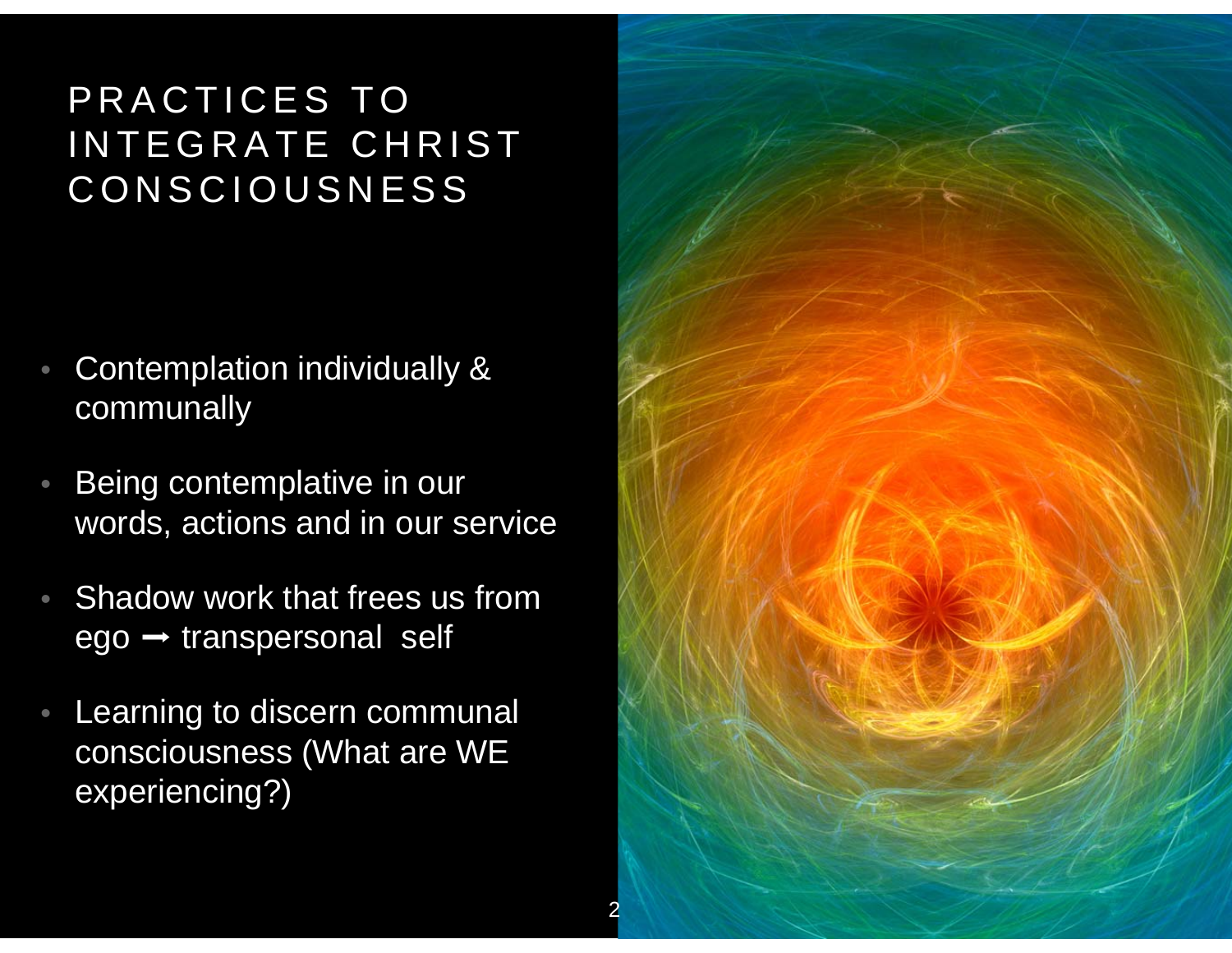# PRACTICES TO INTEGRATE CHRIST CONSCIOUSNESS

- Contemplation individually & communally
- Being contemplative in our words, actions and in our service
- Shadow work that frees us from ego ➞ transpersonal self
- Learning to discern communal consciousness (What are WE experiencing?)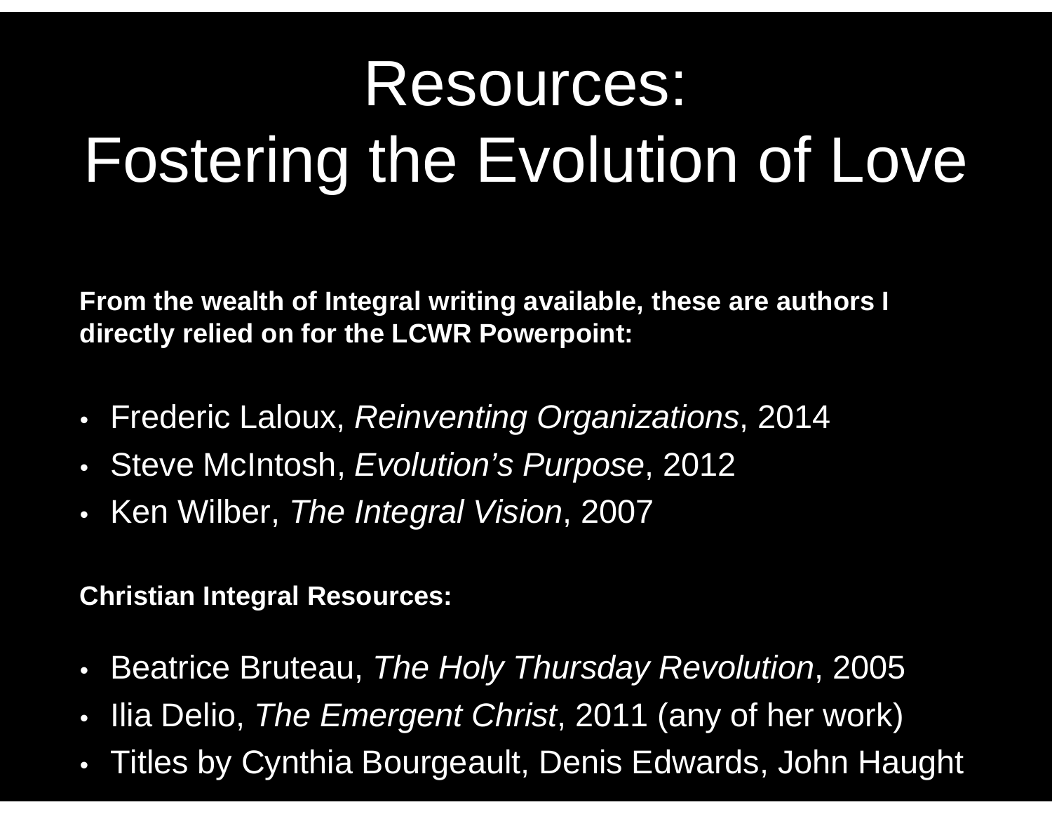# Resources: Fostering the Evolution of Love

**From the wealth of Integral writing available, these are authors I directly relied on for the LCWR Powerpoint:**

- Frederic Laloux, *Reinventing Organizations*, 2014
- Steve McIntosh, *Evolution's Purpose*, 2012
- Ken Wilber, *The Integral Vision*, 2007

**Christian Integral Resources:**

- Beatrice Bruteau, *The Holy Thursday Revolution*, 2005
- Ilia Delio, *The Emergent Christ*, 2011 (any of her work)
- Titles by Cynthia Bourgeault, Denis Edwards, John Haught